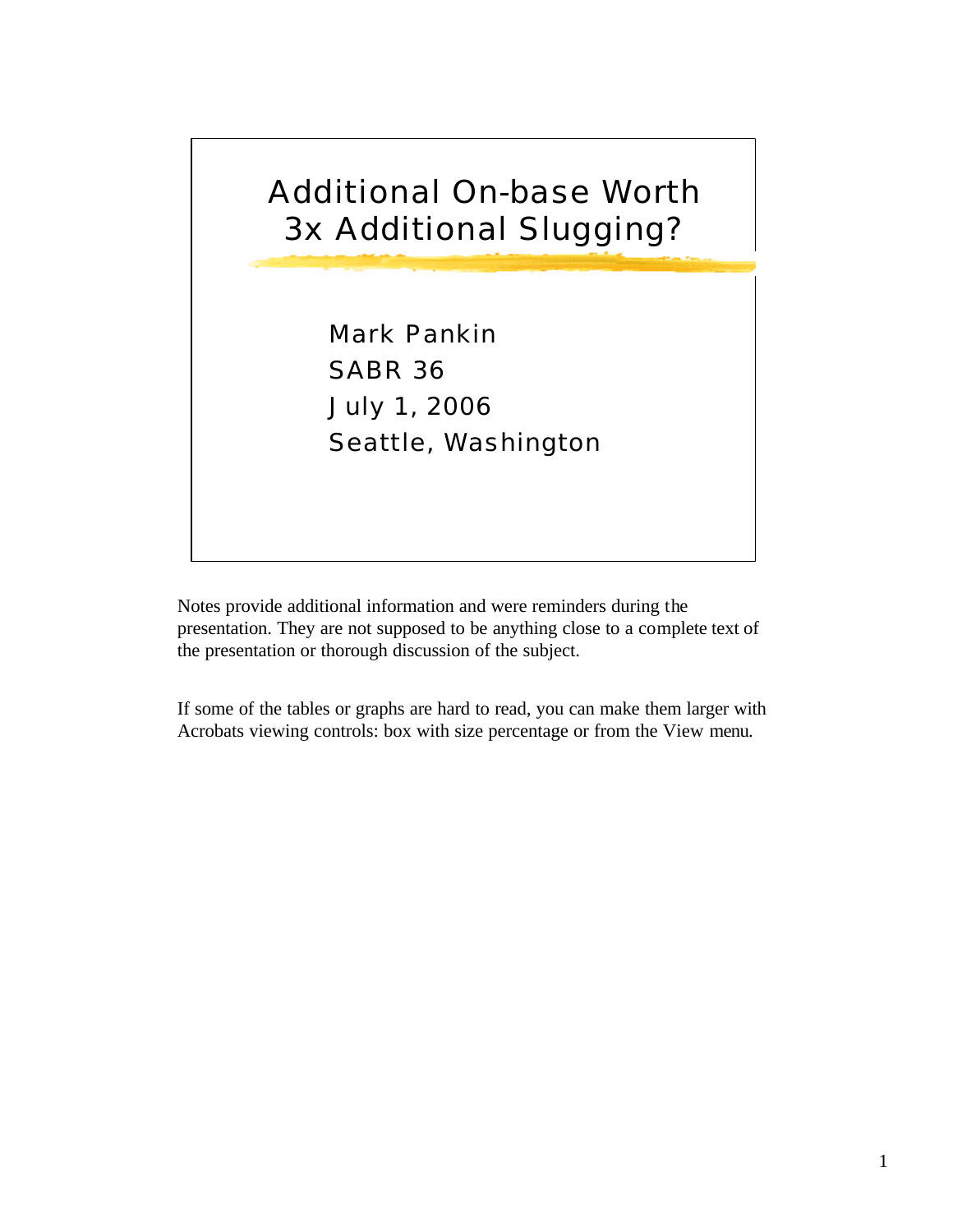# Additional On-base Worth 3x Additional Slugging?

Mark Pankin
SABR 36
July 1, 2006
Seattle, Washington

Notes provide additional information and were reminders during the presentation. They are not supposed to be anything close to a complete text of the presentation or thorough discussion of the subject.

If some of the tables or graphs are hard to read, you can make them larger with Acrobats viewing controls: box with size percentage or from the View menu.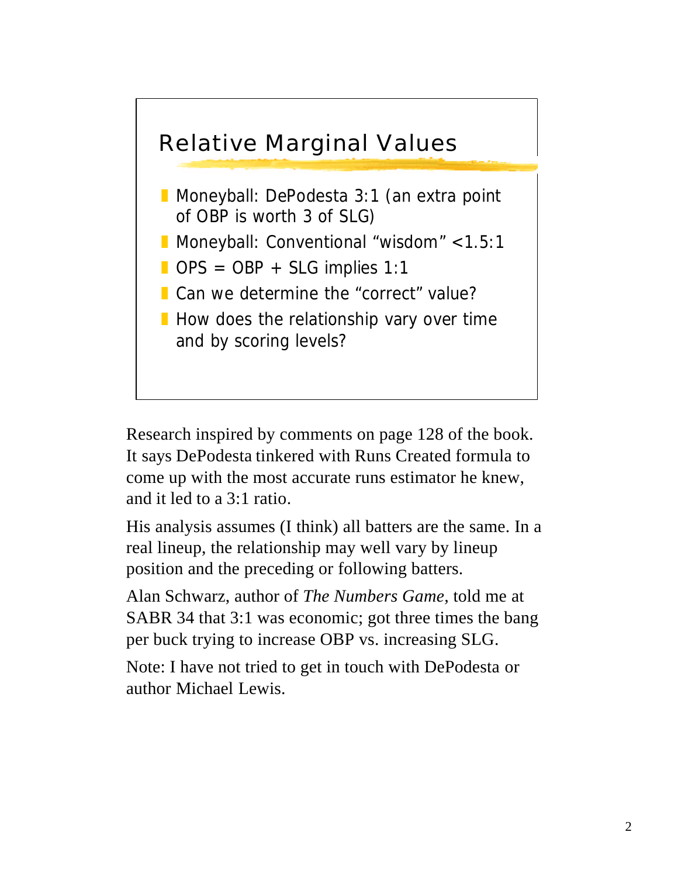## Relative Marginal Values

- Moneyball: DePodesta 3:1 (an extra point of OBP is worth 3 of SLG)
- Moneyball: Conventional "wisdom" <1.5:1
- OPS = OBP + SLG implies 1:1
- Can we determine the "correct" value?
- How does the relationship vary over time and by scoring levels?

Research inspired by comments on page 128 of the book. It says DePodesta tinkered with Runs Created formula to come up with the most accurate runs estimator he knew, and it led to a 3:1 ratio.

His analysis assumes (I think) all batters are the same. In a real lineup, the relationship may well vary by lineup position and the preceding or following batters.

Alan Schwarz, author of *The Numbers Game*, told me at SABR 34 that 3:1 was economic; got three times the bang per buck trying to increase OBP vs. increasing SLG.

Note: I have not tried to get in touch with DePodesta or author Michael Lewis.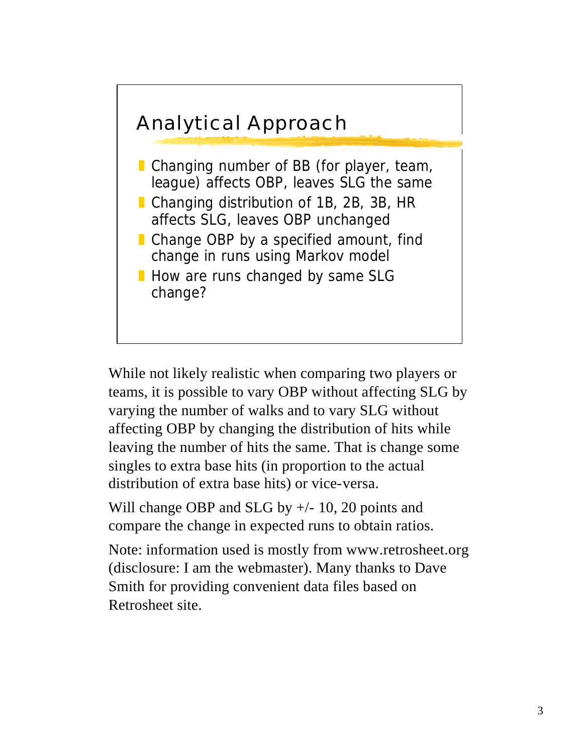## Analytical Approach

- Changing number of BB (for player, team, league) affects OBP, leaves SLG the same
- Changing distribution of 1B, 2B, 3B, HR affects SLG, leaves OBP unchanged
- Change OBP by a specified amount, find change in runs using Markov model
- How are runs changed by same SLG change?

While not likely realistic when comparing two players or teams, it is possible to vary OBP without affecting SLG by varying the number of walks and to vary SLG without affecting OBP by changing the distribution of hits while leaving the number of hits the same. That is change some singles to extra base hits (in proportion to the actual distribution of extra base hits) or vice-versa.

Will change OBP and SLG by +/- 10, 20 points and compare the change in expected runs to obtain ratios.

Note: information used is mostly from www.retrosheet.org (disclosure: I am the webmaster). Many thanks to Dave Smith for providing convenient data files based on Retrosheet site.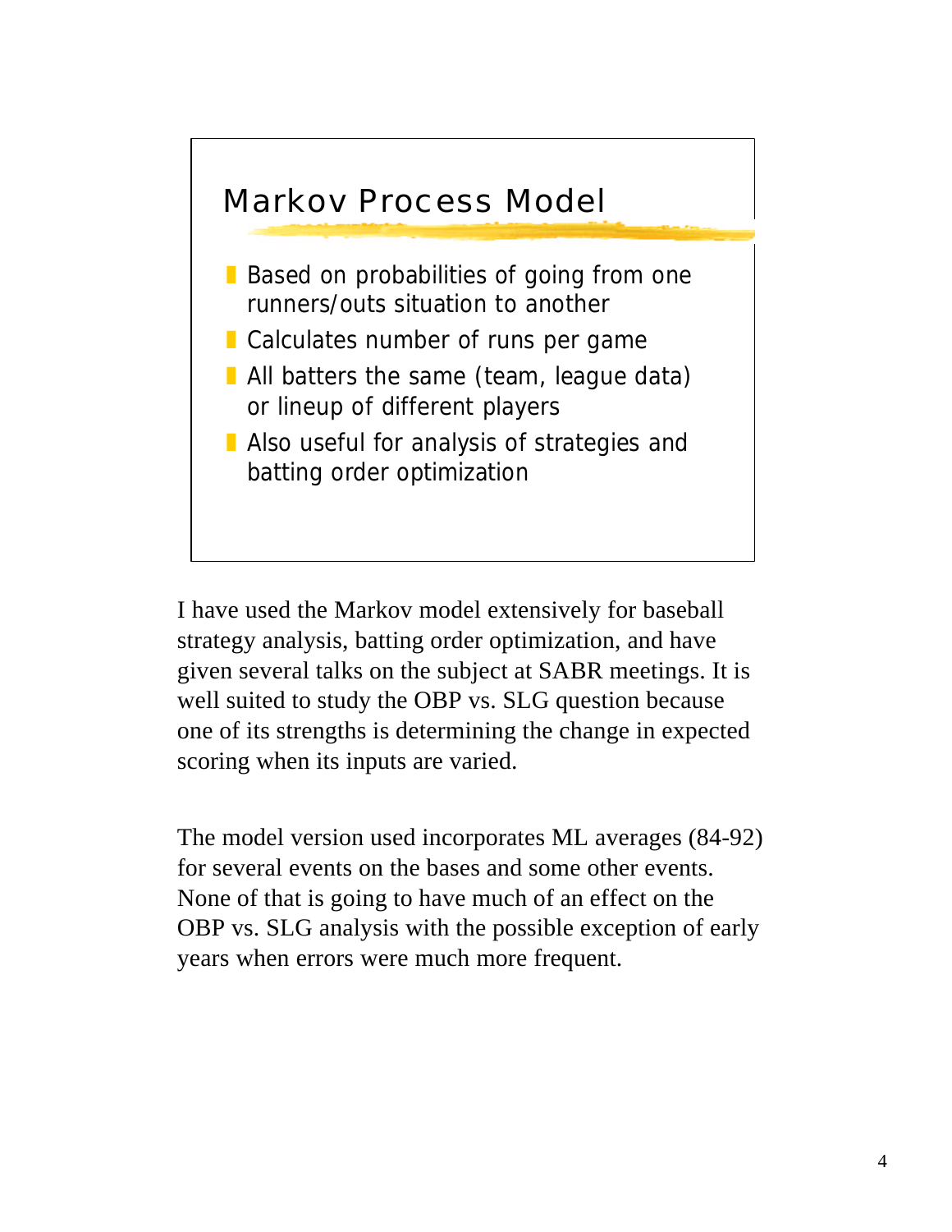## Markov Process Model

- Based on probabilities of going from one runners/outs situation to another
- Calculates number of runs per game
- All batters the same (team, league data) or lineup of different players
- Also useful for analysis of strategies and batting order optimization

I have used the Markov model extensively for baseball strategy analysis, batting order optimization, and have given several talks on the subject at SABR meetings. It is well suited to study the OBP vs. SLG question because one of its strengths is determining the change in expected scoring when its inputs are varied.

The model version used incorporates ML averages (84-92) for several events on the bases and some other events. None of that is going to have much of an effect on the OBP vs. SLG analysis with the possible exception of early years when errors were much more frequent.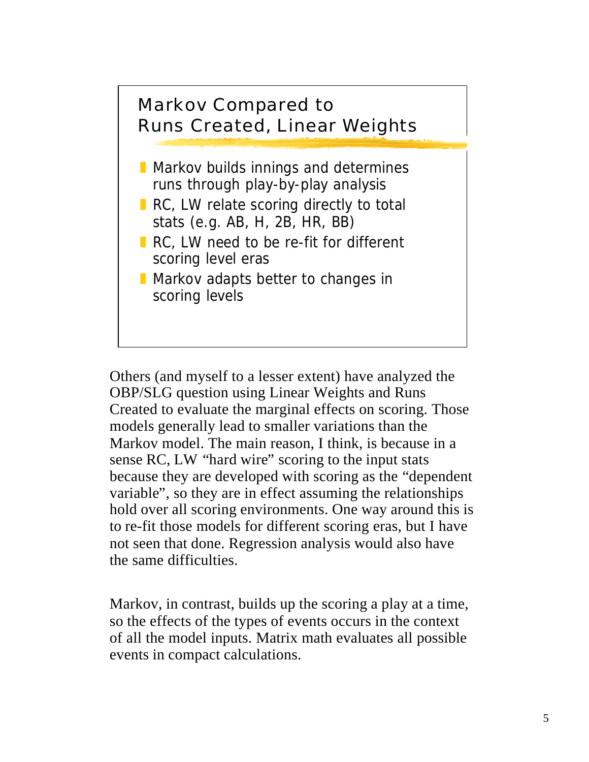## Markov Compared to Runs Created, Linear Weights

- Markov builds innings and determines runs through play-by-play analysis
- RC, LW relate scoring directly to total stats (e.g. AB, H, 2B, HR, BB)
- RC, LW need to be re-fit for different scoring level eras
- Markov adapts better to changes in scoring levels

Others (and myself to a lesser extent) have analyzed the OBP/SLG question using Linear Weights and Runs Created to evaluate the marginal effects on scoring. Those models generally lead to smaller variations than the Markov model. The main reason, I think, is because in a sense RC, LW "hard wire" scoring to the input stats because they are developed with scoring as the "dependent variable", so they are in effect assuming the relationships hold over all scoring environments. One way around this is to re-fit those models for different scoring eras, but I have not seen that done. Regression analysis would also have the same difficulties.

Markov, in contrast, builds up the scoring a play at a time, so the effects of the types of events occurs in the context of all the model inputs. Matrix math evaluates all possible events in compact calculations.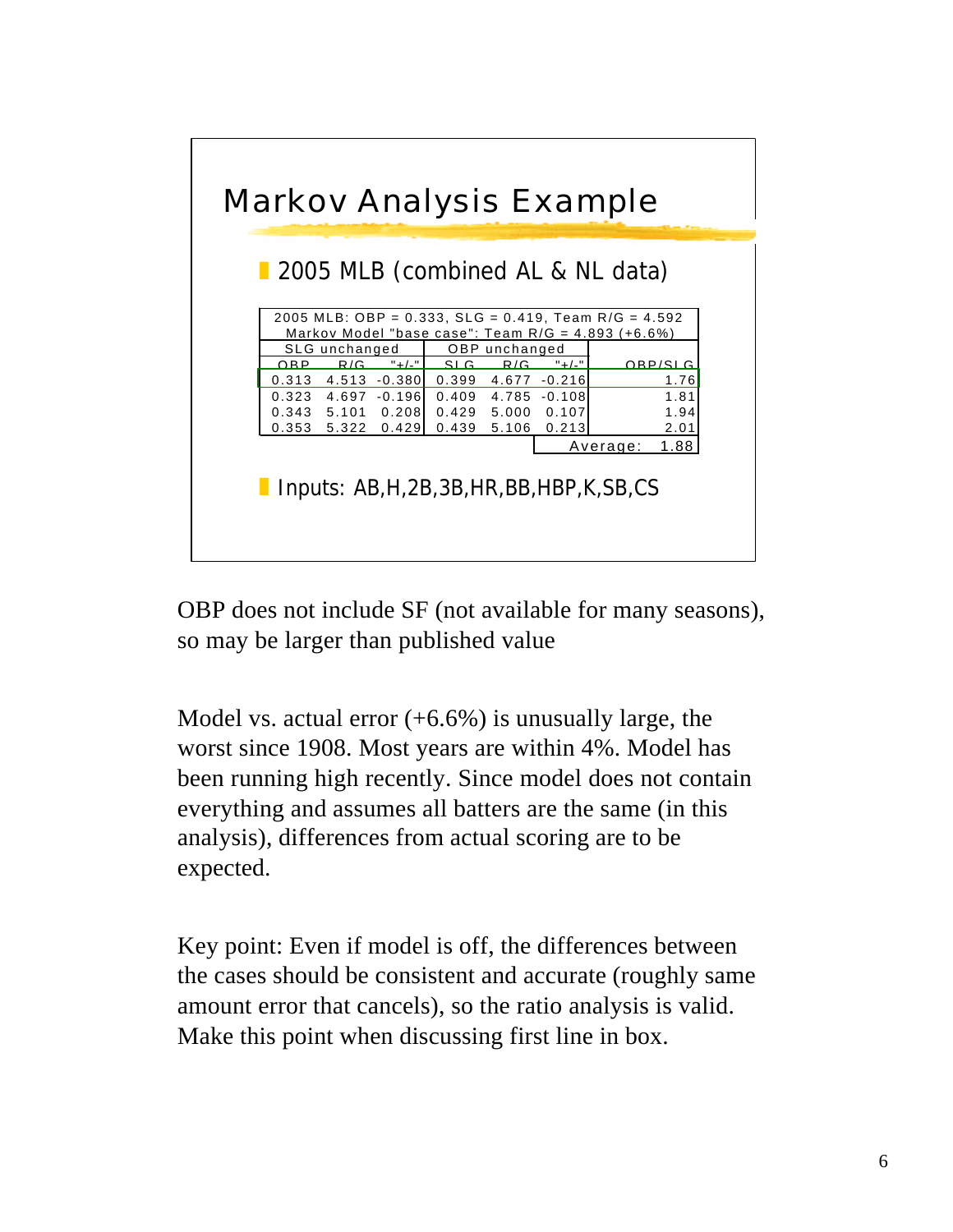## Markov Analysis Example

- 2005 MLB (combined AL & NL data)

| 2005 MLB: OBP = 0.333, SLG = 0.419, Team R/G = 4.592<br>Markov Model "base case": Team R/G = 4.893 (+6.6%) | | | | | | |
|---|---|---|---|---|---|---|
| SLG unchanged | | | OBP unchanged | | | |
| OBP | R/G | "+/-" | SLG | R/G | "+/-" | OBP/SLG |
| 0.313 | 4.513 | -0.380 | 0.399 | 4.677 | -0.216 | 1.76 |
| 0.323 | 4.697 | -0.196 | 0.409 | 4.785 | -0.108 | 1.81 |
| 0.343 | 5.101 | 0.208 | 0.429 | 5.000 | 0.107 | 1.94 |
| 0.353 | 5.322 | 0.429 | 0.439 | 5.106 | 0.213 | 2.01 |
| | | | | | Average: | 1.88 |

- Inputs: AB,H,2B,3B,HR,BB,HBP,K,SB,CS

OBP does not include SF (not available for many seasons), so may be larger than published value

Model vs. actual error (+6.6%) is unusually large, the worst since 1908. Most years are within 4%. Model has been running high recently. Since model does not contain everything and assumes all batters are the same (in this analysis), differences from actual scoring are to be expected.

Key point: Even if model is off, the differences between the cases should be consistent and accurate (roughly same amount error that cancels), so the ratio analysis is valid. Make this point when discussing first line in box.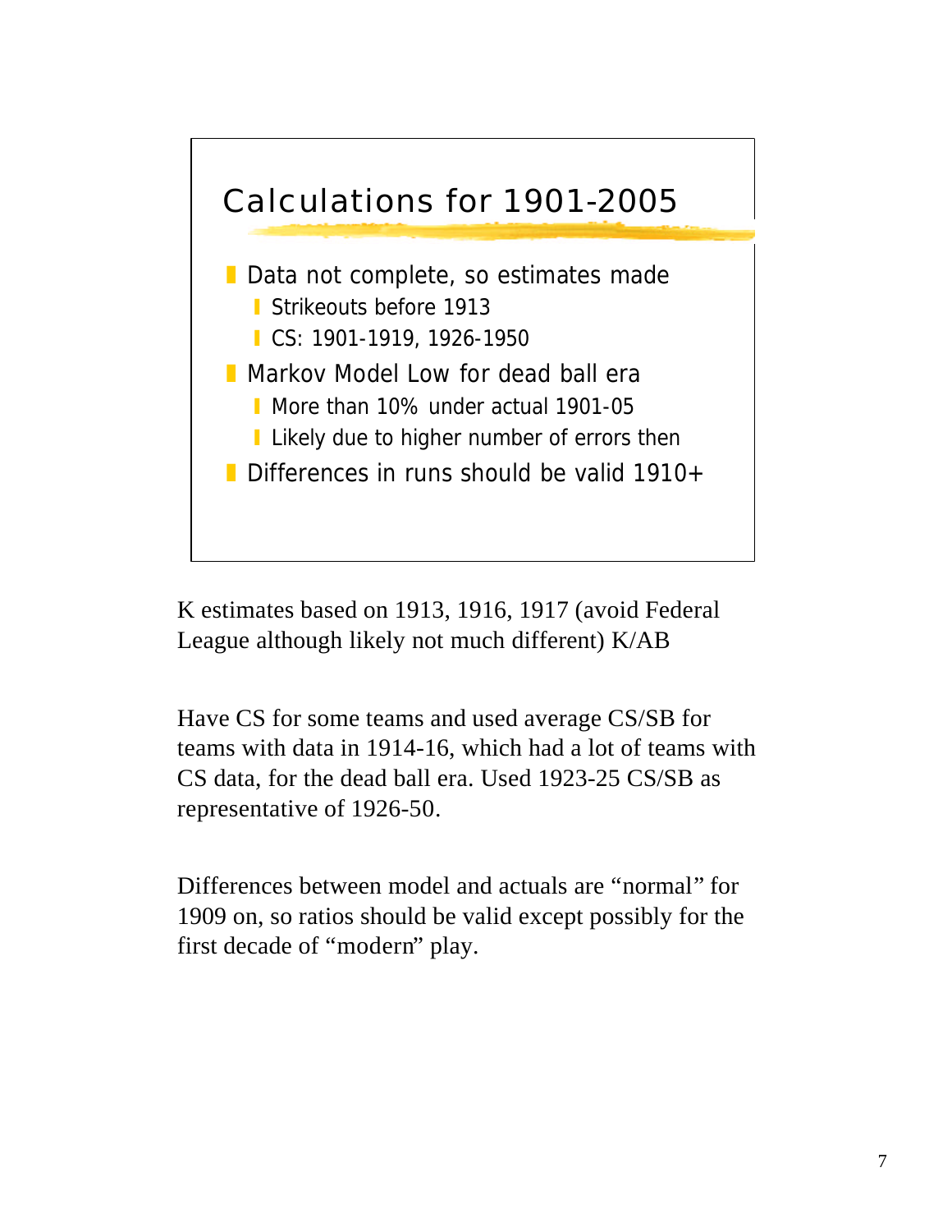## Calculations for 1901-2005

- Data not complete, so estimates made
  - Strikeouts before 1913
  - CS: 1901-1919, 1926-1950
- Markov Model Low for dead ball era
  - More than 10% under actual 1901-05
  - Likely due to higher number of errors then
- Differences in runs should be valid 1910+

K estimates based on 1913, 1916, 1917 (avoid Federal League although likely not much different) K/AB

Have CS for some teams and used average CS/SB for teams with data in 1914-16, which had a lot of teams with CS data, for the dead ball era. Used 1923-25 CS/SB as representative of 1926-50.

Differences between model and actuals are “normal” for 1909 on, so ratios should be valid except possibly for the first decade of “modern” play.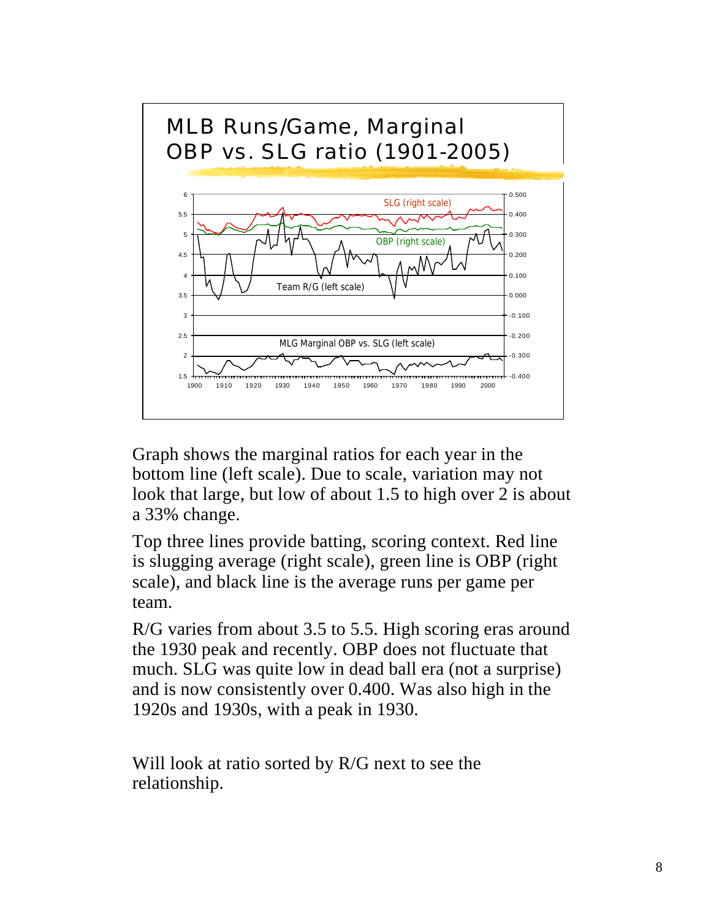## MLB Runs/Game, Marginal OBP vs. SLG ratio (1901-2005)

SLG (right scale)

OBP (right scale)

Team R/G (left scale)

MLG Marginal OBP vs. SLG (left scale)

Graph shows the marginal ratios for each year in the bottom line (left scale). Due to scale, variation may not look that large, but low of about 1.5 to high over 2 is about a 33% change.

Top three lines provide batting, scoring context. Red line is slugging average (right scale), green line is OBP (right scale), and black line is the average runs per game per team.

R/G varies from about 3.5 to 5.5. High scoring eras around the 1930 peak and recently. OBP does not fluctuate that much. SLG was quite low in dead ball era (not a surprise) and is now consistently over 0.400. Was also high in the 1920s and 1930s, with a peak in 1930.

Will look at ratio sorted by R/G next to see the relationship.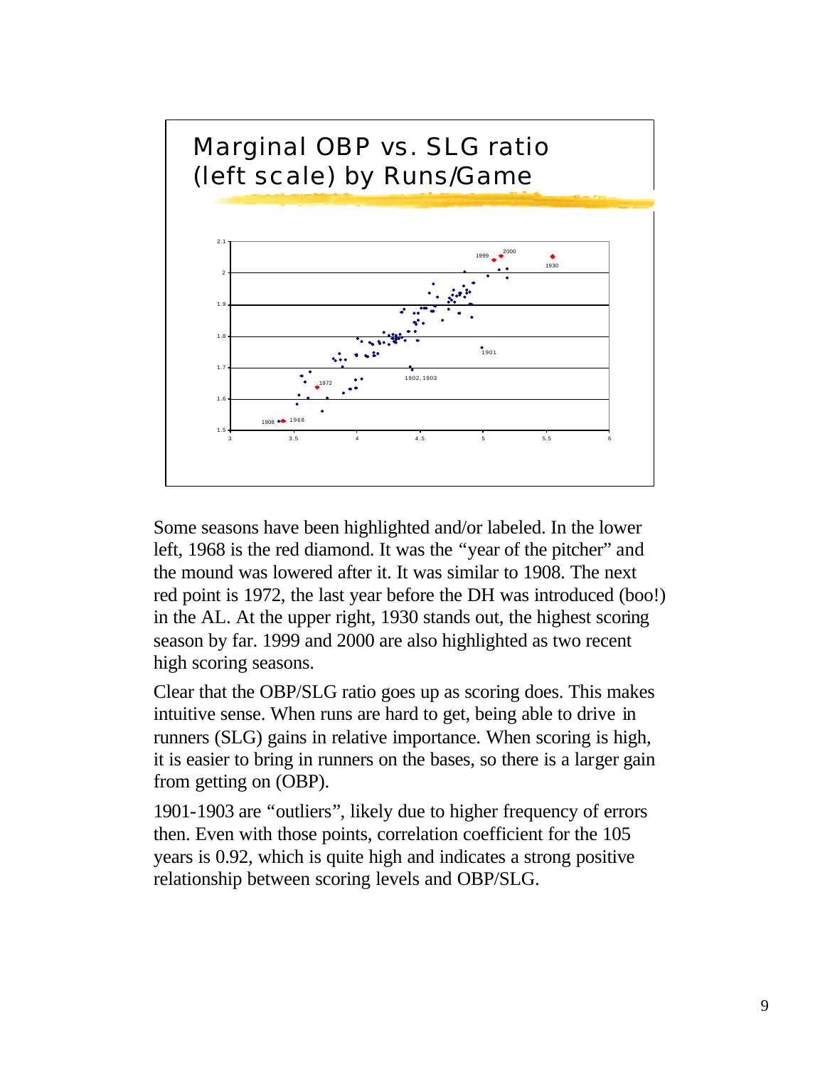## Marginal OBP vs. SLG ratio (left scale) by Runs/Game

Some seasons have been highlighted and/or labeled. In the lower left, 1968 is the red diamond. It was the "year of the pitcher" and the mound was lowered after it. It was similar to 1908. The next red point is 1972, the last year before the DH was introduced (boo!) in the AL. At the upper right, 1930 stands out, the highest scoring season by far. 1999 and 2000 are also highlighted as two recent high scoring seasons.

Clear that the OBP/SLG ratio goes up as scoring does. This makes intuitive sense. When runs are hard to get, being able to drive in runners (SLG) gains in relative importance. When scoring is high, it is easier to bring in runners on the bases, so there is a larger gain from getting on (OBP).

1901-1903 are "outliers", likely due to higher frequency of errors then. Even with those points, correlation coefficient for the 105 years is 0.92, which is quite high and indicates a strong positive relationship between scoring levels and OBP/SLG.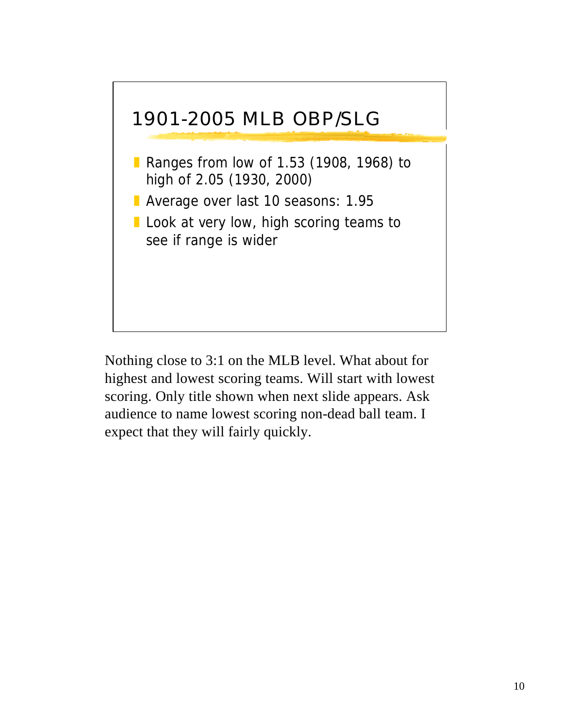## 1901-2005 MLB OBP/SLG

- Ranges from low of 1.53 (1908, 1968) to high of 2.05 (1930, 2000)
- Average over last 10 seasons: 1.95
- Look at very low, high scoring teams to see if range is wider

Nothing close to 3:1 on the MLB level. What about for highest and lowest scoring teams. Will start with lowest scoring. Only title shown when next slide appears. Ask audience to name lowest scoring non-dead ball team. I expect that they will fairly quickly.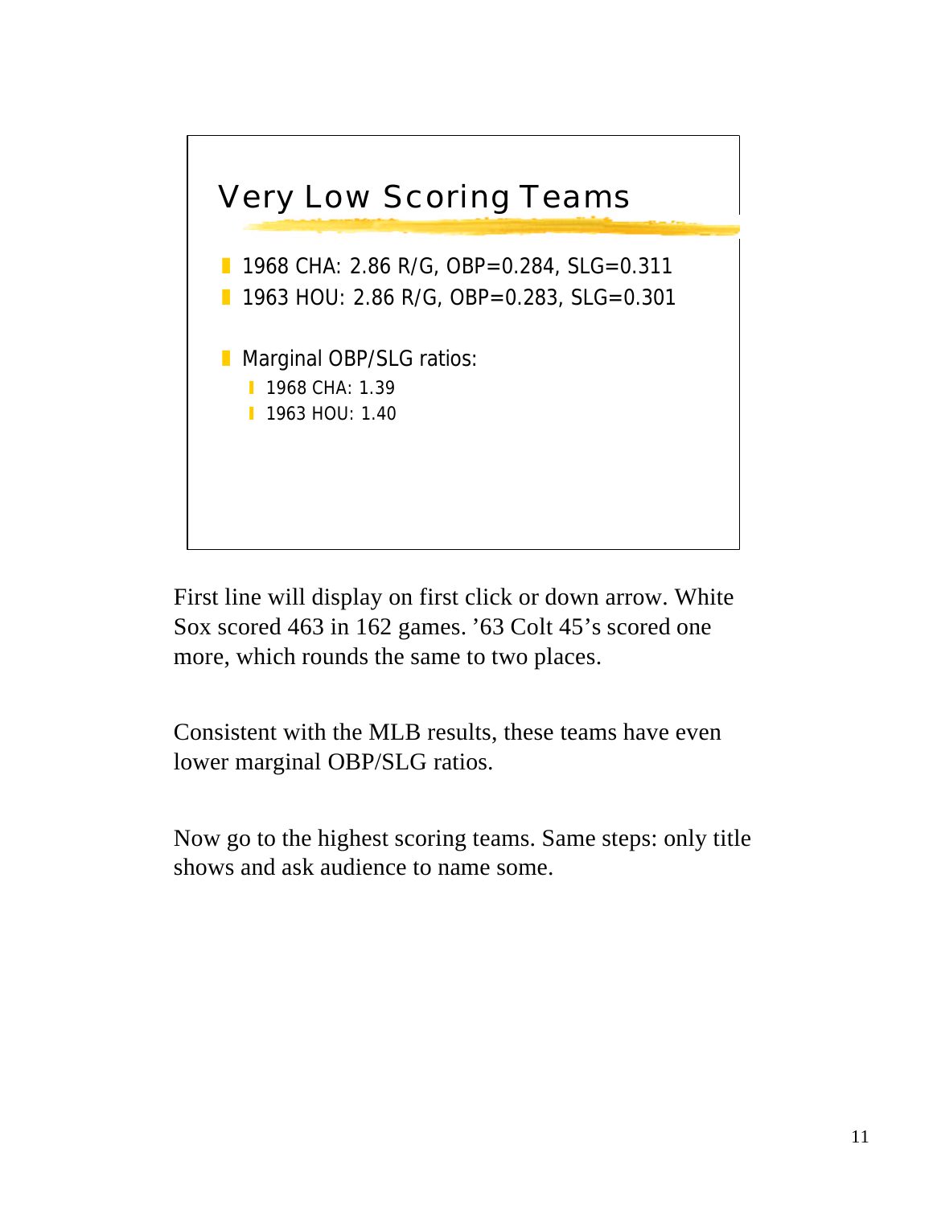## Very Low Scoring Teams

- 1968 CHA: 2.86 R/G, OBP=0.284, SLG=0.311
- 1963 HOU: 2.86 R/G, OBP=0.283, SLG=0.301

- Marginal OBP/SLG ratios:
  - 1968 CHA: 1.39
  - 1963 HOU: 1.40

First line will display on first click or down arrow. White Sox scored 463 in 162 games. '63 Colt 45's scored one more, which rounds the same to two places.

Consistent with the MLB results, these teams have even lower marginal OBP/SLG ratios.

Now go to the highest scoring teams. Same steps: only title shows and ask audience to name some.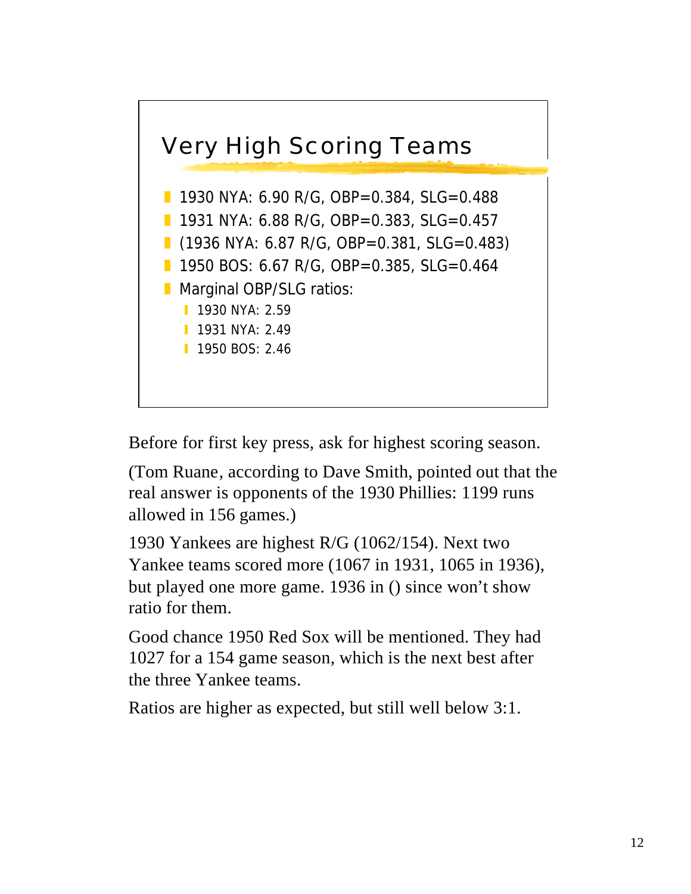## Very High Scoring Teams

- 1930 NYA: 6.90 R/G, OBP=0.384, SLG=0.488
- 1931 NYA: 6.88 R/G, OBP=0.383, SLG=0.457
- (1936 NYA: 6.87 R/G, OBP=0.381, SLG=0.483)
- 1950 BOS: 6.67 R/G, OBP=0.385, SLG=0.464
- Marginal OBP/SLG ratios:
  - 1930 NYA: 2.59
  - 1931 NYA: 2.49
  - 1950 BOS: 2.46

Before for first key press, ask for highest scoring season.

(Tom Ruane, according to Dave Smith, pointed out that the real answer is opponents of the 1930 Phillies: 1199 runs allowed in 156 games.)

1930 Yankees are highest R/G (1062/154). Next two Yankee teams scored more (1067 in 1931, 1065 in 1936), but played one more game. 1936 in () since won't show ratio for them.

Good chance 1950 Red Sox will be mentioned. They had 1027 for a 154 game season, which is the next best after the three Yankee teams.

Ratios are higher as expected, but still well below 3:1.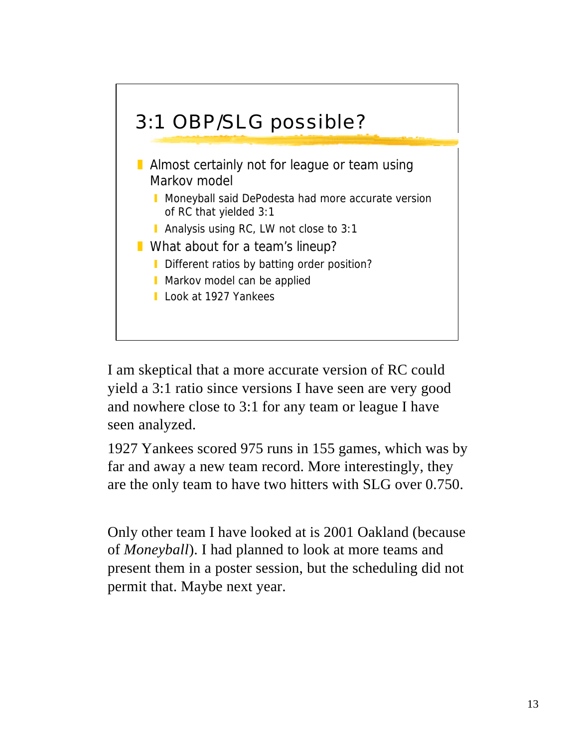## 3:1 OBP/SLG possible?

- Almost certainly not for league or team using Markov model
  - Moneyball said DePodesta had more accurate version of RC that yielded 3:1
  - Analysis using RC, LW not close to 3:1
- What about for a team's lineup?
  - Different ratios by batting order position?
  - Markov model can be applied
  - Look at 1927 Yankees

I am skeptical that a more accurate version of RC could yield a 3:1 ratio since versions I have seen are very good and nowhere close to 3:1 for any team or league I have seen analyzed.

1927 Yankees scored 975 runs in 155 games, which was by far and away a new team record. More interestingly, they are the only team to have two hitters with SLG over 0.750.

Only other team I have looked at is 2001 Oakland (because of *Moneyball*). I had planned to look at more teams and present them in a poster session, but the scheduling did not permit that. Maybe next year.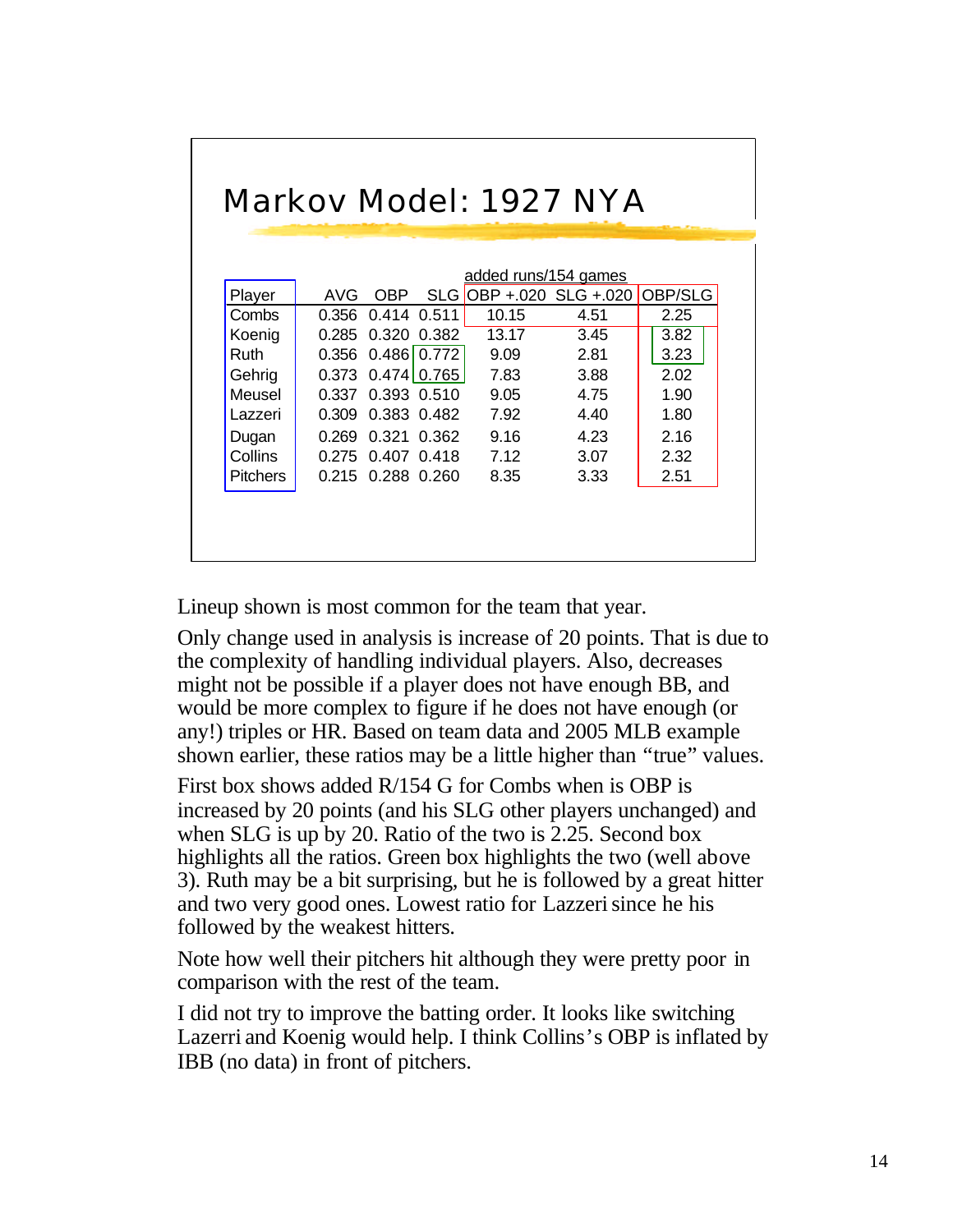# Markov Model: 1927 NYA

| Player | AVG | OBP | SLG | added runs/154 games OBP +.020 | SLG +.020 | OBP/SLG |
|---|---|---|---|---|---|---|
| Combs | 0.356 | 0.414 | 0.511 | 10.15 | 4.51 | 2.25 |
| Koenig | 0.285 | 0.320 | 0.382 | 13.17 | 3.45 | 3.82 |
| Ruth | 0.356 | 0.486 | 0.772 | 9.09 | 2.81 | 3.23 |
| Gehrig | 0.373 | 0.474 | 0.765 | 7.83 | 3.88 | 2.02 |
| Meusel | 0.337 | 0.393 | 0.510 | 9.05 | 4.75 | 1.90 |
| Lazzeri | 0.309 | 0.383 | 0.482 | 7.92 | 4.40 | 1.80 |
| Dugan | 0.269 | 0.321 | 0.362 | 9.16 | 4.23 | 2.16 |
| Collins | 0.275 | 0.407 | 0.418 | 7.12 | 3.07 | 2.32 |
| Pitchers | 0.215 | 0.288 | 0.260 | 8.35 | 3.33 | 2.51 |

Lineup shown is most common for the team that year.

Only change used in analysis is increase of 20 points. That is due to the complexity of handling individual players. Also, decreases might not be possible if a player does not have enough BB, and would be more complex to figure if he does not have enough (or any!) triples or HR. Based on team data and 2005 MLB example shown earlier, these ratios may be a little higher than "true" values.

First box shows added R/154 G for Combs when is OBP is increased by 20 points (and his SLG other players unchanged) and when SLG is up by 20. Ratio of the two is 2.25. Second box highlights all the ratios. Green box highlights the two (well above 3). Ruth may be a bit surprising, but he is followed by a great hitter and two very good ones. Lowest ratio for Lazzeri since he his followed by the weakest hitters.

Note how well their pitchers hit although they were pretty poor in comparison with the rest of the team.

I did not try to improve the batting order. It looks like switching Lazerri and Koenig would help. I think Collins's OBP is inflated by IBB (no data) in front of pitchers.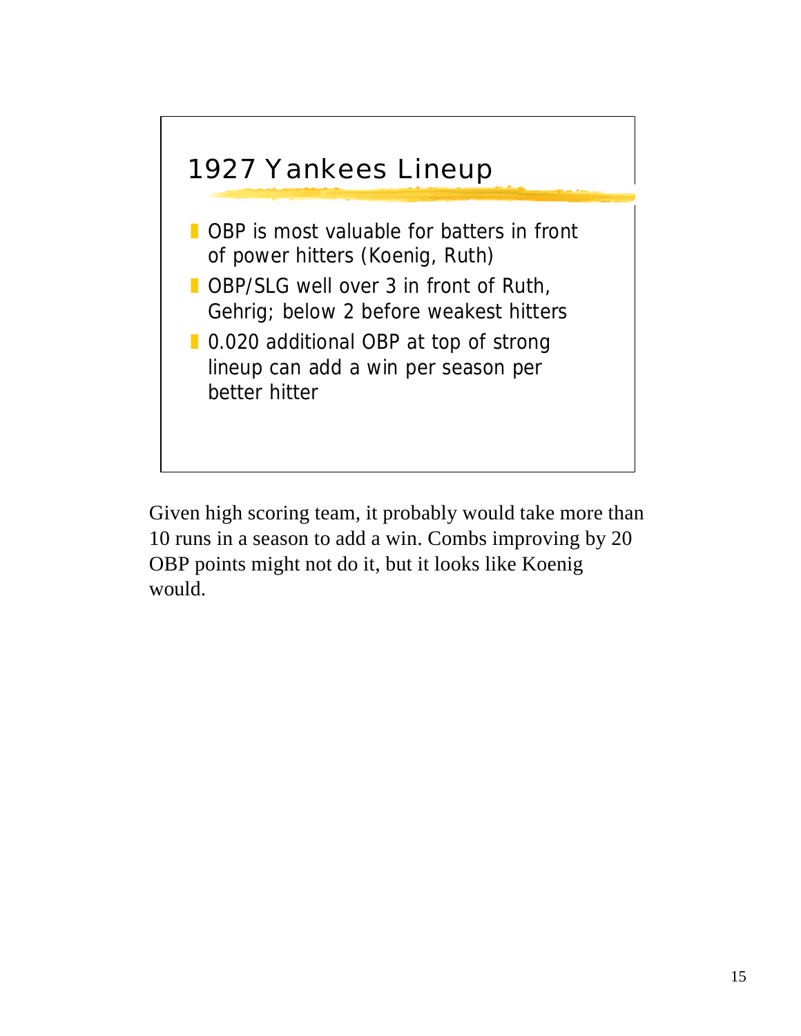## 1927 Yankees Lineup

- OBP is most valuable for batters in front of power hitters (Koenig, Ruth)
- OBP/SLG well over 3 in front of Ruth, Gehrig; below 2 before weakest hitters
- 0.020 additional OBP at top of strong lineup can add a win per season per better hitter

Given high scoring team, it probably would take more than 10 runs in a season to add a win. Combs improving by 20 OBP points might not do it, but it looks like Koenig would.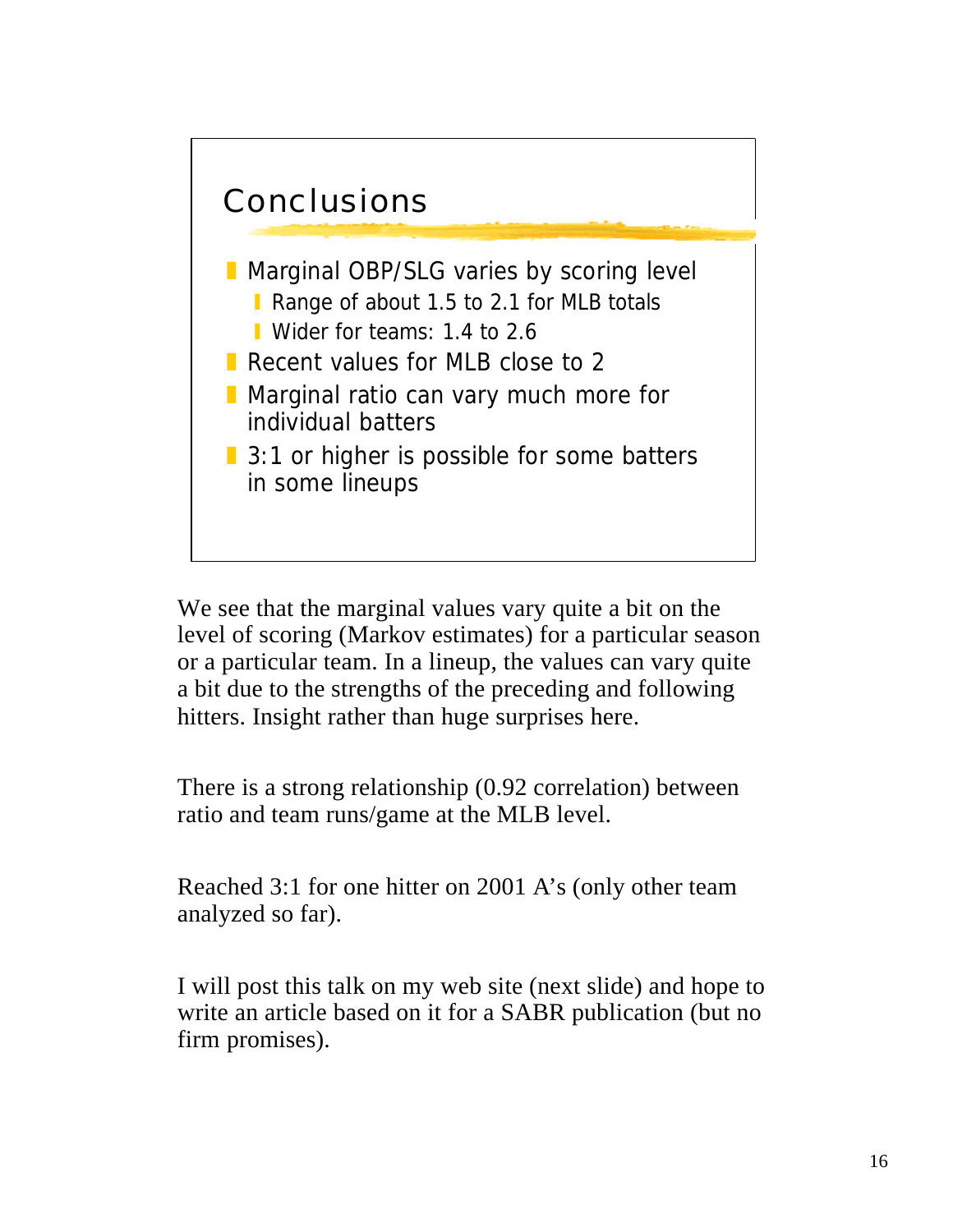## Conclusions

- Marginal OBP/SLG varies by scoring level
  - Range of about 1.5 to 2.1 for MLB totals
  - Wider for teams: 1.4 to 2.6
- Recent values for MLB close to 2
- Marginal ratio can vary much more for individual batters
- 3:1 or higher is possible for some batters in some lineups

We see that the marginal values vary quite a bit on the level of scoring (Markov estimates) for a particular season or a particular team. In a lineup, the values can vary quite a bit due to the strengths of the preceding and following hitters. Insight rather than huge surprises here.

There is a strong relationship (0.92 correlation) between ratio and team runs/game at the MLB level.

Reached 3:1 for one hitter on 2001 A's (only other team analyzed so far).

I will post this talk on my web site (next slide) and hope to write an article based on it for a SABR publication (but no firm promises).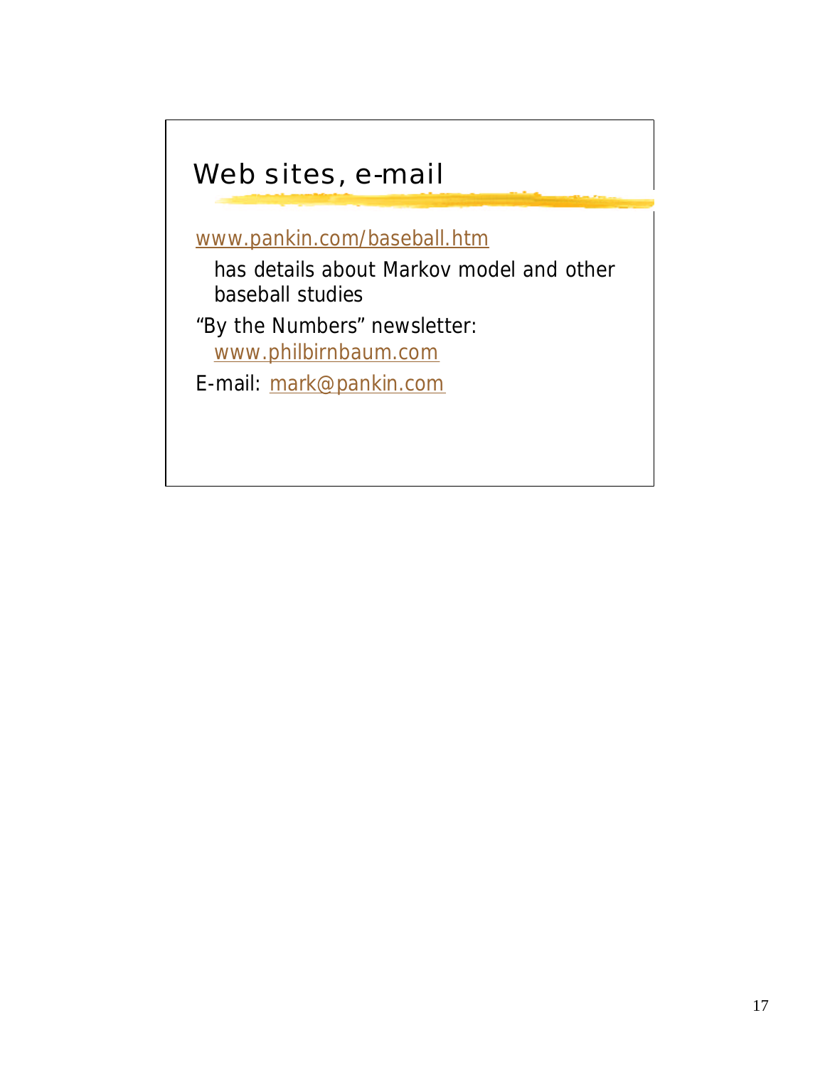# Web sites, e-mail

www.pankin.com/baseball.htm

has details about Markov model and other baseball studies

"By the Numbers" newsletter:
www.philbirnbaum.com

E-mail: mark@pankin.com